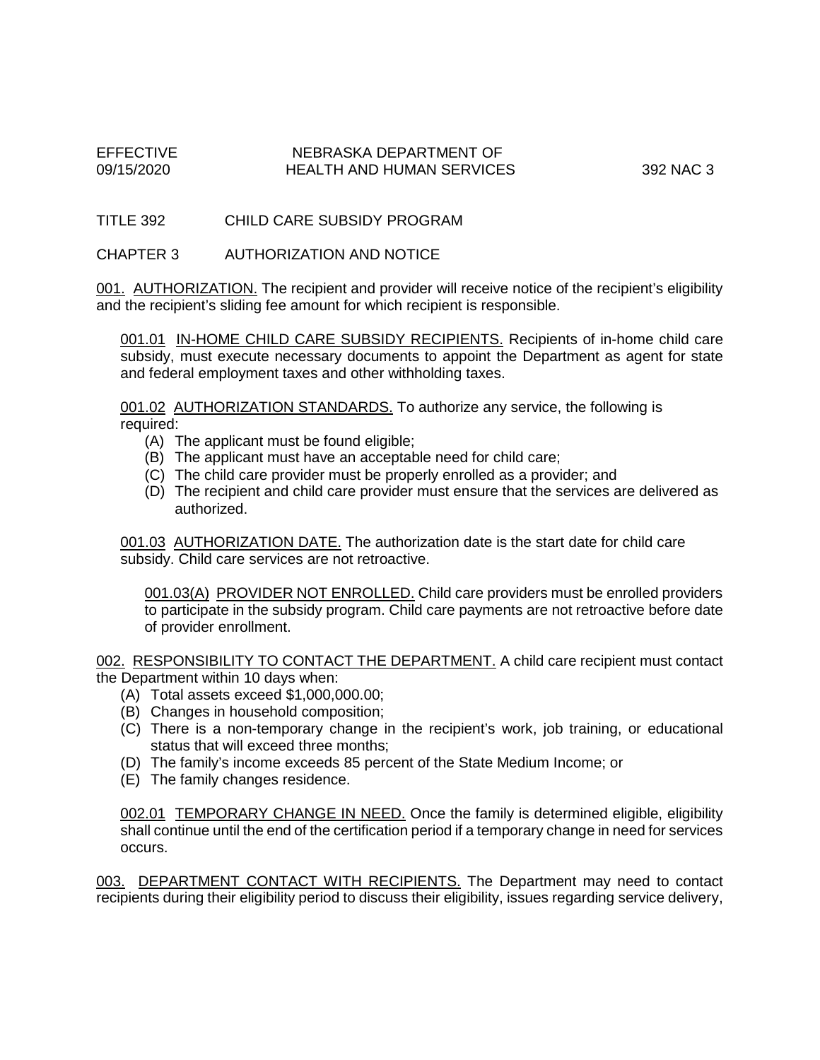TITLE 392 CHILD CARE SUBSIDY PROGRAM

CHAPTER 3 AUTHORIZATION AND NOTICE

001. AUTHORIZATION. The recipient and provider will receive notice of the recipient's eligibility and the recipient's sliding fee amount for which recipient is responsible.

001.01 IN-HOME CHILD CARE SUBSIDY RECIPIENTS. Recipients of in-home child care subsidy, must execute necessary documents to appoint the Department as agent for state and federal employment taxes and other withholding taxes.

001.02 AUTHORIZATION STANDARDS. To authorize any service, the following is required:

- (A) The applicant must be found eligible;
- (B) The applicant must have an acceptable need for child care;
- (C) The child care provider must be properly enrolled as a provider; and
- (D) The recipient and child care provider must ensure that the services are delivered as authorized.

001.03 AUTHORIZATION DATE. The authorization date is the start date for child care subsidy. Child care services are not retroactive.

001.03(A) PROVIDER NOT ENROLLED. Child care providers must be enrolled providers to participate in the subsidy program. Child care payments are not retroactive before date of provider enrollment.

002. RESPONSIBILITY TO CONTACT THE DEPARTMENT. A child care recipient must contact the Department within 10 days when:

- (A) Total assets exceed $1,000,000.00;
- (B) Changes in household composition;
- (C) There is a non-temporary change in the recipient's work, job training, or educational status that will exceed three months;
- (D) The family's income exceeds 85 percent of the State Medium Income; or
- (E) The family changes residence.

002.01 TEMPORARY CHANGE IN NEED. Once the family is determined eligible, eligibility shall continue until the end of the certification period if a temporary change in need for services occurs.

003. DEPARTMENT CONTACT WITH RECIPIENTS. The Department may need to contact recipients during their eligibility period to discuss their eligibility, issues regarding service delivery,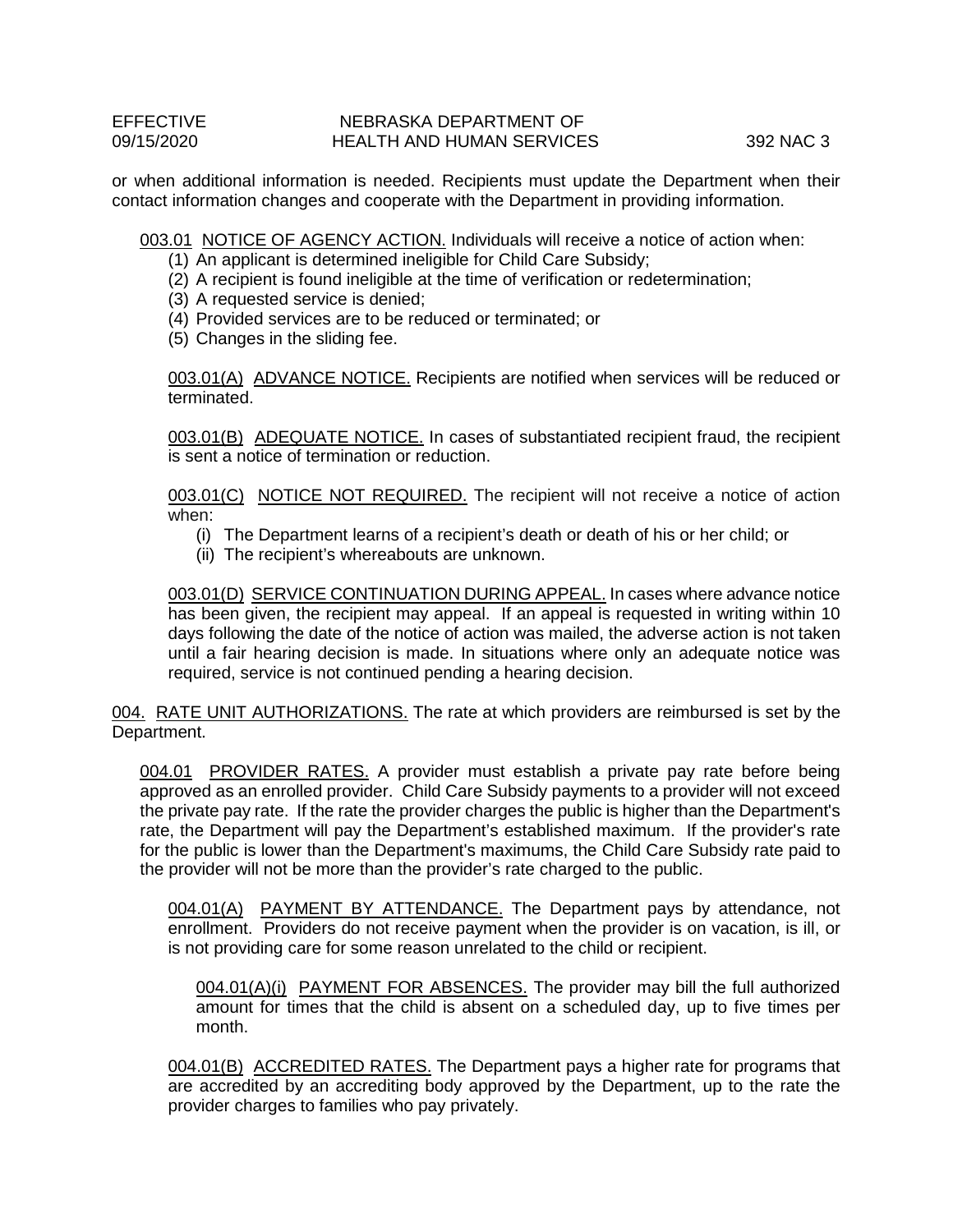or when additional information is needed. Recipients must update the Department when their contact information changes and cooperate with the Department in providing information.

003.01 NOTICE OF AGENCY ACTION. Individuals will receive a notice of action when:

(1) An applicant is determined ineligible for Child Care Subsidy;
(2) A recipient is found ineligible at the time of verification or redetermination;
(3) A requested service is denied;
(4) Provided services are to be reduced or terminated; or
(5) Changes in the sliding fee.

003.01(A) ADVANCE NOTICE. Recipients are notified when services will be reduced or terminated.

003.01(B) ADEQUATE NOTICE. In cases of substantiated recipient fraud, the recipient is sent a notice of termination or reduction.

003.01(C) NOTICE NOT REQUIRED. The recipient will not receive a notice of action when:

(i) The Department learns of a recipient's death or death of his or her child; or
(ii) The recipient's whereabouts are unknown.

003.01(D) SERVICE CONTINUATION DURING APPEAL. In cases where advance notice has been given, the recipient may appeal. If an appeal is requested in writing within 10 days following the date of the notice of action was mailed, the adverse action is not taken until a fair hearing decision is made. In situations where only an adequate notice was required, service is not continued pending a hearing decision.

004. RATE UNIT AUTHORIZATIONS. The rate at which providers are reimbursed is set by the Department.

004.01 PROVIDER RATES. A provider must establish a private pay rate before being approved as an enrolled provider. Child Care Subsidy payments to a provider will not exceed the private pay rate. If the rate the provider charges the public is higher than the Department's rate, the Department will pay the Department's established maximum. If the provider's rate for the public is lower than the Department's maximums, the Child Care Subsidy rate paid to the provider will not be more than the provider's rate charged to the public.

004.01(A) PAYMENT BY ATTENDANCE. The Department pays by attendance, not enrollment. Providers do not receive payment when the provider is on vacation, is ill, or is not providing care for some reason unrelated to the child or recipient.

004.01(A)(i) PAYMENT FOR ABSENCES. The provider may bill the full authorized amount for times that the child is absent on a scheduled day, up to five times per month.

004.01(B) ACCREDITED RATES. The Department pays a higher rate for programs that are accredited by an accrediting body approved by the Department, up to the rate the provider charges to families who pay privately.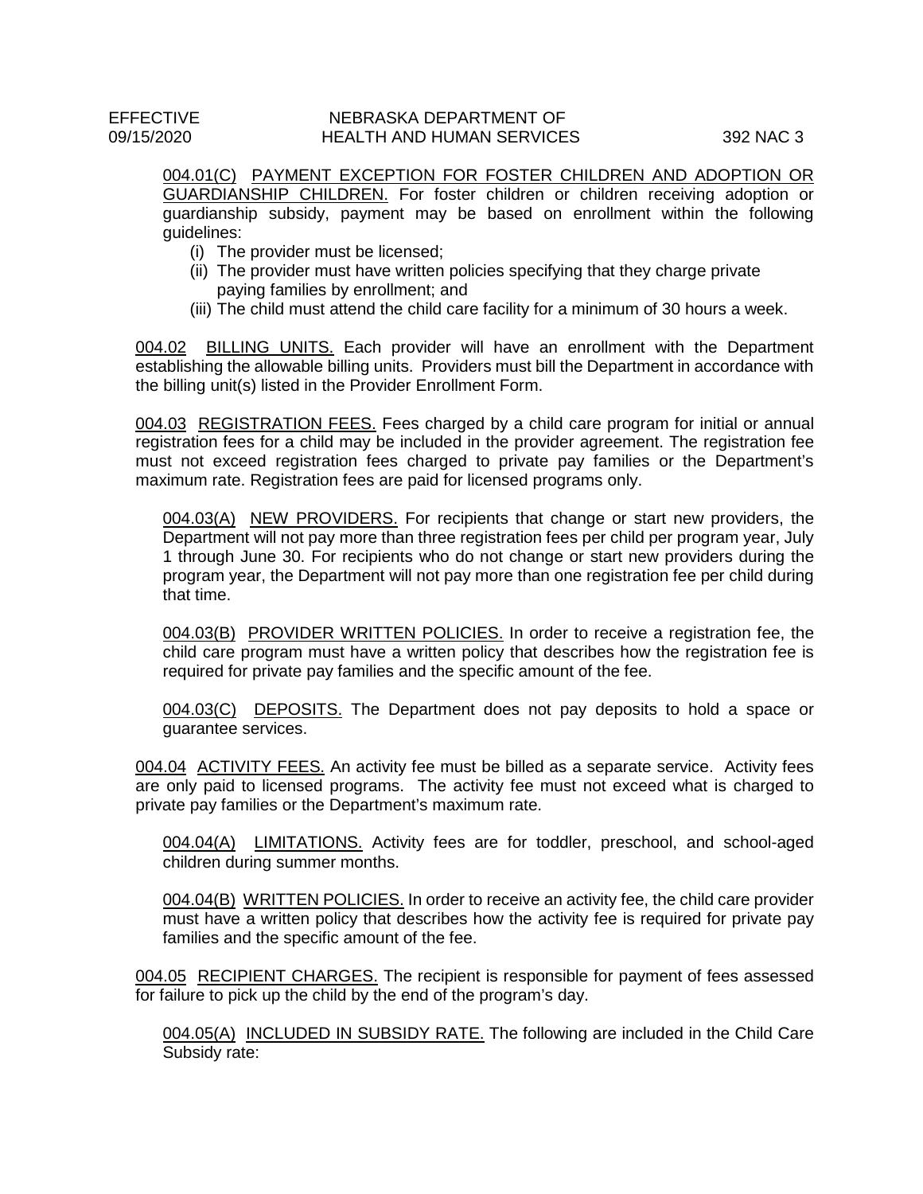004.01(C) PAYMENT EXCEPTION FOR FOSTER CHILDREN AND ADOPTION OR GUARDIANSHIP CHILDREN. For foster children or children receiving adoption or guardianship subsidy, payment may be based on enrollment within the following guidelines:

(i) The provider must be licensed;
(ii) The provider must have written policies specifying that they charge private paying families by enrollment; and
(iii) The child must attend the child care facility for a minimum of 30 hours a week.

004.02 BILLING UNITS. Each provider will have an enrollment with the Department establishing the allowable billing units. Providers must bill the Department in accordance with the billing unit(s) listed in the Provider Enrollment Form.

004.03 REGISTRATION FEES. Fees charged by a child care program for initial or annual registration fees for a child may be included in the provider agreement. The registration fee must not exceed registration fees charged to private pay families or the Department's maximum rate. Registration fees are paid for licensed programs only.

004.03(A) NEW PROVIDERS. For recipients that change or start new providers, the Department will not pay more than three registration fees per child per program year, July 1 through June 30. For recipients who do not change or start new providers during the program year, the Department will not pay more than one registration fee per child during that time.

004.03(B) PROVIDER WRITTEN POLICIES. In order to receive a registration fee, the child care program must have a written policy that describes how the registration fee is required for private pay families and the specific amount of the fee.

004.03(C) DEPOSITS. The Department does not pay deposits to hold a space or guarantee services.

004.04 ACTIVITY FEES. An activity fee must be billed as a separate service. Activity fees are only paid to licensed programs. The activity fee must not exceed what is charged to private pay families or the Department's maximum rate.

004.04(A) LIMITATIONS. Activity fees are for toddler, preschool, and school-aged children during summer months.

004.04(B) WRITTEN POLICIES. In order to receive an activity fee, the child care provider must have a written policy that describes how the activity fee is required for private pay families and the specific amount of the fee.

004.05 RECIPIENT CHARGES. The recipient is responsible for payment of fees assessed for failure to pick up the child by the end of the program's day.

004.05(A) INCLUDED IN SUBSIDY RATE. The following are included in the Child Care Subsidy rate: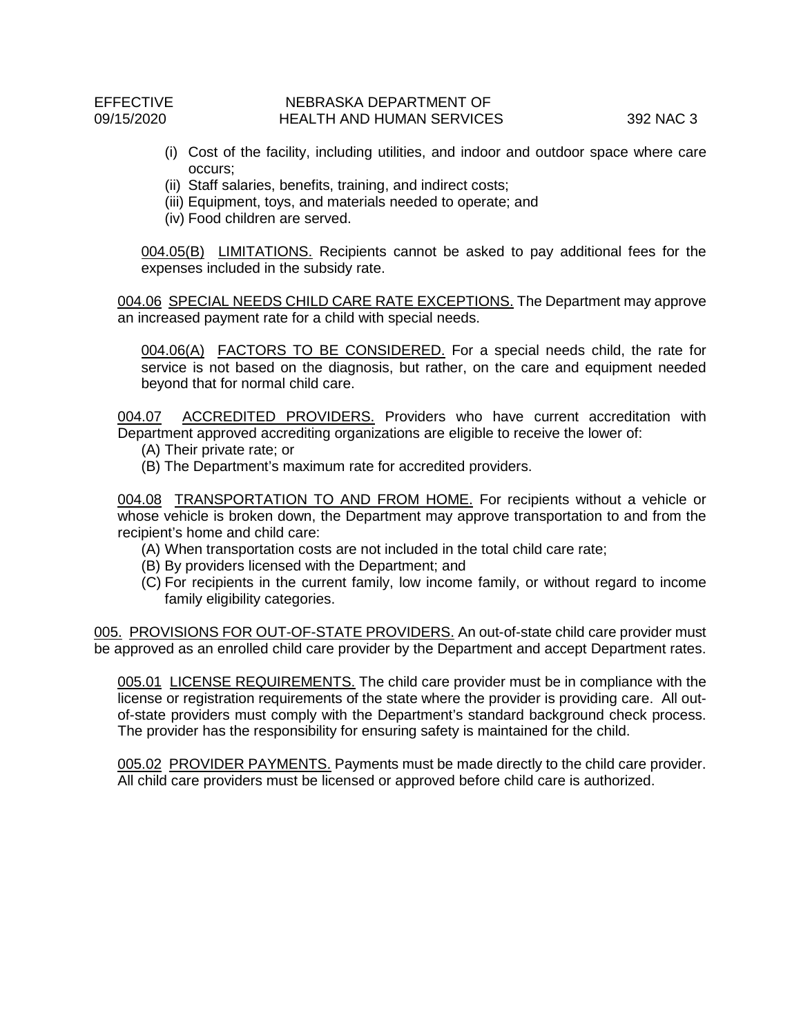(i) Cost of the facility, including utilities, and indoor and outdoor space where care occurs;
(ii) Staff salaries, benefits, training, and indirect costs;
(iii) Equipment, toys, and materials needed to operate; and
(iv) Food children are served.

004.05(B) LIMITATIONS. Recipients cannot be asked to pay additional fees for the expenses included in the subsidy rate.

004.06 SPECIAL NEEDS CHILD CARE RATE EXCEPTIONS. The Department may approve an increased payment rate for a child with special needs.

004.06(A) FACTORS TO BE CONSIDERED. For a special needs child, the rate for service is not based on the diagnosis, but rather, on the care and equipment needed beyond that for normal child care.

004.07 ACCREDITED PROVIDERS. Providers who have current accreditation with Department approved accrediting organizations are eligible to receive the lower of:

(A) Their private rate; or
(B) The Department's maximum rate for accredited providers.

004.08 TRANSPORTATION TO AND FROM HOME. For recipients without a vehicle or whose vehicle is broken down, the Department may approve transportation to and from the recipient's home and child care:

(A) When transportation costs are not included in the total child care rate;
(B) By providers licensed with the Department; and
(C) For recipients in the current family, low income family, or without regard to income family eligibility categories.

005. PROVISIONS FOR OUT-OF-STATE PROVIDERS. An out-of-state child care provider must be approved as an enrolled child care provider by the Department and accept Department rates.

005.01 LICENSE REQUIREMENTS. The child care provider must be in compliance with the license or registration requirements of the state where the provider is providing care. All out-of-state providers must comply with the Department's standard background check process. The provider has the responsibility for ensuring safety is maintained for the child.

005.02 PROVIDER PAYMENTS. Payments must be made directly to the child care provider. All child care providers must be licensed or approved before child care is authorized.